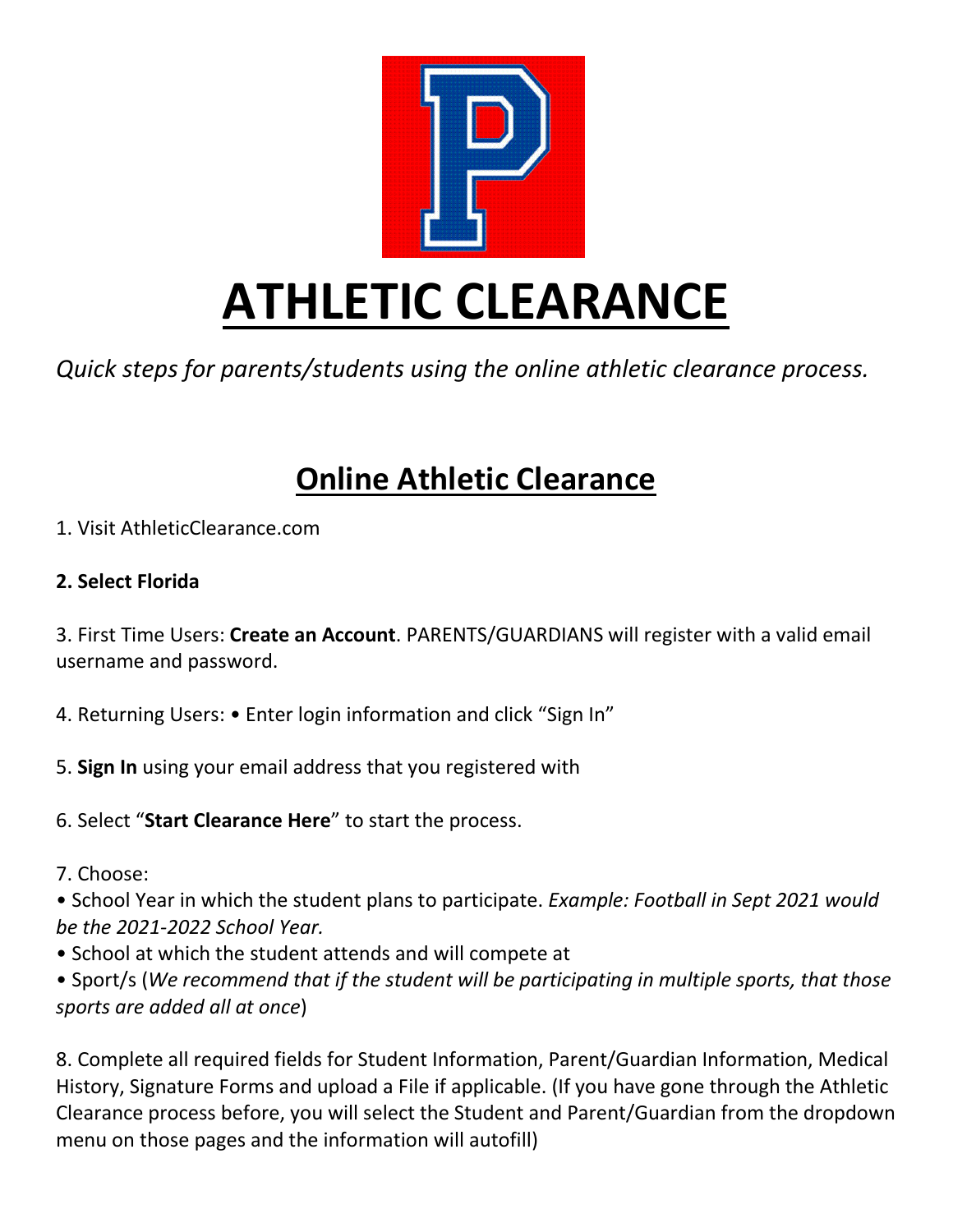# ATHLETIC CLEARANCE

*Quick steps for parents/students using the online athletic clearance process.*

## Online Athletic Clearance

1. Visit AthleticClearance.com

**2. Select Florida**

3. First Time Users: **Create an Account**. PARENTS/GUARDIANS will register with a valid email username and password.

4. Returning Users: • Enter login information and click "Sign In"

5. **Sign In** using your email address that you registered with

6. Select "**Start Clearance Here**" to start the process.

7. Choose:

• School Year in which the student plans to participate. *Example: Football in Sept 2021 would be the 2021-2022 School Year.*

• School at which the student attends and will compete at

• Sport/s (*We recommend that if the student will be participating in multiple sports, that those sports are added all at once*)

8. Complete all required fields for Student Information, Parent/Guardian Information, Medical History, Signature Forms and upload a File if applicable. (If you have gone through the Athletic Clearance process before, you will select the Student and Parent/Guardian from the dropdown menu on those pages and the information will autofill)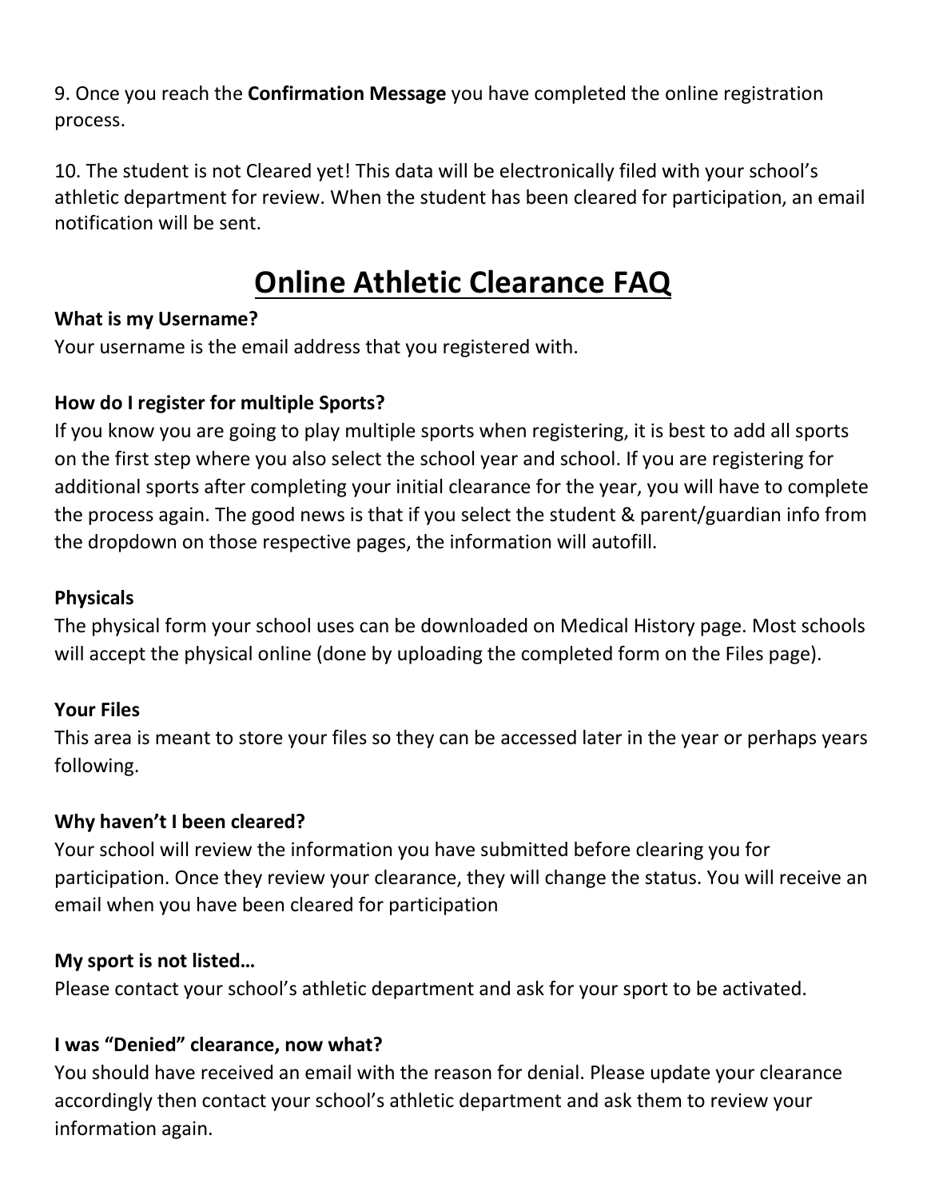9. Once you reach the **Confirmation Message** you have completed the online registration process.

10. The student is not Cleared yet! This data will be electronically filed with your school's athletic department for review. When the student has been cleared for participation, an email notification will be sent.

# Online Athletic Clearance FAQ

**What is my Username?**

Your username is the email address that you registered with.

**How do I register for multiple Sports?**

If you know you are going to play multiple sports when registering, it is best to add all sports on the first step where you also select the school year and school. If you are registering for additional sports after completing your initial clearance for the year, you will have to complete the process again. The good news is that if you select the student & parent/guardian info from the dropdown on those respective pages, the information will autofill.

**Physicals**

The physical form your school uses can be downloaded on Medical History page. Most schools will accept the physical online (done by uploading the completed form on the Files page).

**Your Files**

This area is meant to store your files so they can be accessed later in the year or perhaps years following.

**Why haven't I been cleared?**

Your school will review the information you have submitted before clearing you for participation. Once they review your clearance, they will change the status. You will receive an email when you have been cleared for participation

**My sport is not listed…**

Please contact your school's athletic department and ask for your sport to be activated.

**I was "Denied" clearance, now what?**

You should have received an email with the reason for denial. Please update your clearance accordingly then contact your school's athletic department and ask them to review your information again.